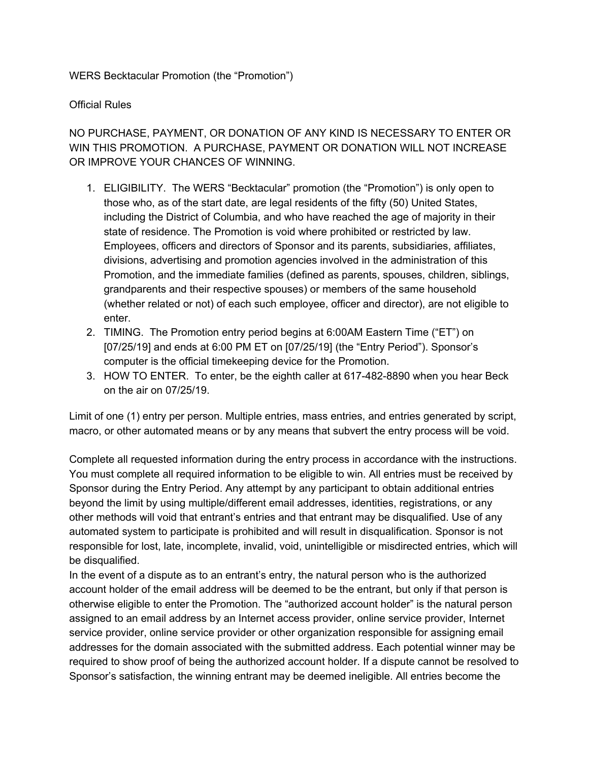WERS Becktacular Promotion (the "Promotion")

Official Rules

NO PURCHASE, PAYMENT, OR DONATION OF ANY KIND IS NECESSARY TO ENTER OR WIN THIS PROMOTION. A PURCHASE, PAYMENT OR DONATION WILL NOT INCREASE OR IMPROVE YOUR CHANCES OF WINNING.

1. ELIGIBILITY. The WERS "Becktacular" promotion (the "Promotion") is only open to those who, as of the start date, are legal residents of the fifty (50) United States, including the District of Columbia, and who have reached the age of majority in their state of residence. The Promotion is void where prohibited or restricted by law. Employees, officers and directors of Sponsor and its parents, subsidiaries, affiliates, divisions, advertising and promotion agencies involved in the administration of this Promotion, and the immediate families (defined as parents, spouses, children, siblings, grandparents and their respective spouses) or members of the same household (whether related or not) of each such employee, officer and director), are not eligible to enter.
2. TIMING. The Promotion entry period begins at 6:00AM Eastern Time ("ET") on [07/25/19] and ends at 6:00 PM ET on [07/25/19] (the "Entry Period"). Sponsor's computer is the official timekeeping device for the Promotion.
3. HOW TO ENTER. To enter, be the eighth caller at 617-482-8890 when you hear Beck on the air on 07/25/19.

Limit of one (1) entry per person. Multiple entries, mass entries, and entries generated by script, macro, or other automated means or by any means that subvert the entry process will be void.

Complete all requested information during the entry process in accordance with the instructions. You must complete all required information to be eligible to win. All entries must be received by Sponsor during the Entry Period. Any attempt by any participant to obtain additional entries beyond the limit by using multiple/different email addresses, identities, registrations, or any other methods will void that entrant's entries and that entrant may be disqualified. Use of any automated system to participate is prohibited and will result in disqualification. Sponsor is not responsible for lost, late, incomplete, invalid, void, unintelligible or misdirected entries, which will be disqualified.

In the event of a dispute as to an entrant's entry, the natural person who is the authorized account holder of the email address will be deemed to be the entrant, but only if that person is otherwise eligible to enter the Promotion. The "authorized account holder" is the natural person assigned to an email address by an Internet access provider, online service provider, Internet service provider, online service provider or other organization responsible for assigning email addresses for the domain associated with the submitted address. Each potential winner may be required to show proof of being the authorized account holder. If a dispute cannot be resolved to Sponsor's satisfaction, the winning entrant may be deemed ineligible. All entries become the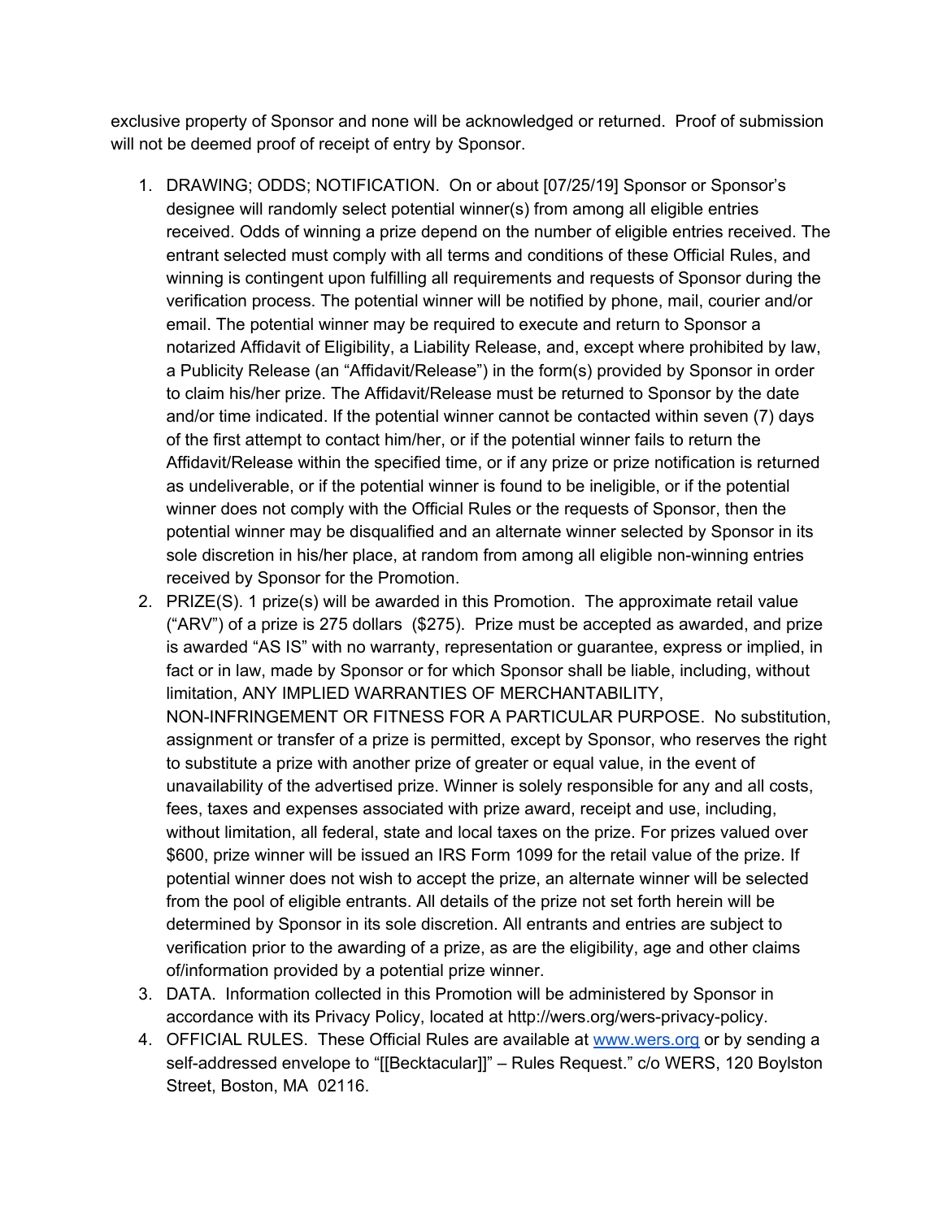exclusive property of Sponsor and none will be acknowledged or returned. Proof of submission will not be deemed proof of receipt of entry by Sponsor.

1. DRAWING; ODDS; NOTIFICATION. On or about [07/25/19] Sponsor or Sponsor's designee will randomly select potential winner(s) from among all eligible entries received. Odds of winning a prize depend on the number of eligible entries received. The entrant selected must comply with all terms and conditions of these Official Rules, and winning is contingent upon fulfilling all requirements and requests of Sponsor during the verification process. The potential winner will be notified by phone, mail, courier and/or email. The potential winner may be required to execute and return to Sponsor a notarized Affidavit of Eligibility, a Liability Release, and, except where prohibited by law, a Publicity Release (an "Affidavit/Release") in the form(s) provided by Sponsor in order to claim his/her prize. The Affidavit/Release must be returned to Sponsor by the date and/or time indicated. If the potential winner cannot be contacted within seven (7) days of the first attempt to contact him/her, or if the potential winner fails to return the Affidavit/Release within the specified time, or if any prize or prize notification is returned as undeliverable, or if the potential winner is found to be ineligible, or if the potential winner does not comply with the Official Rules or the requests of Sponsor, then the potential winner may be disqualified and an alternate winner selected by Sponsor in its sole discretion in his/her place, at random from among all eligible non-winning entries received by Sponsor for the Promotion.
2. PRIZE(S). 1 prize(s) will be awarded in this Promotion. The approximate retail value ("ARV") of a prize is 275 dollars ($275). Prize must be accepted as awarded, and prize is awarded "AS IS" with no warranty, representation or guarantee, express or implied, in fact or in law, made by Sponsor or for which Sponsor shall be liable, including, without limitation, ANY IMPLIED WARRANTIES OF MERCHANTABILITY, NON-INFRINGEMENT OR FITNESS FOR A PARTICULAR PURPOSE. No substitution, assignment or transfer of a prize is permitted, except by Sponsor, who reserves the right to substitute a prize with another prize of greater or equal value, in the event of unavailability of the advertised prize. Winner is solely responsible for any and all costs, fees, taxes and expenses associated with prize award, receipt and use, including, without limitation, all federal, state and local taxes on the prize. For prizes valued over $600, prize winner will be issued an IRS Form 1099 for the retail value of the prize. If potential winner does not wish to accept the prize, an alternate winner will be selected from the pool of eligible entrants. All details of the prize not set forth herein will be determined by Sponsor in its sole discretion. All entrants and entries are subject to verification prior to the awarding of a prize, as are the eligibility, age and other claims of/information provided by a potential prize winner.
3. DATA. Information collected in this Promotion will be administered by Sponsor in accordance with its Privacy Policy, located at http://wers.org/wers-privacy-policy.
4. OFFICIAL RULES. These Official Rules are available at [www.wers.org](http://www.wers.org) or by sending a self-addressed envelope to "[[Becktacular]]" – Rules Request." c/o WERS, 120 Boylston Street, Boston, MA 02116.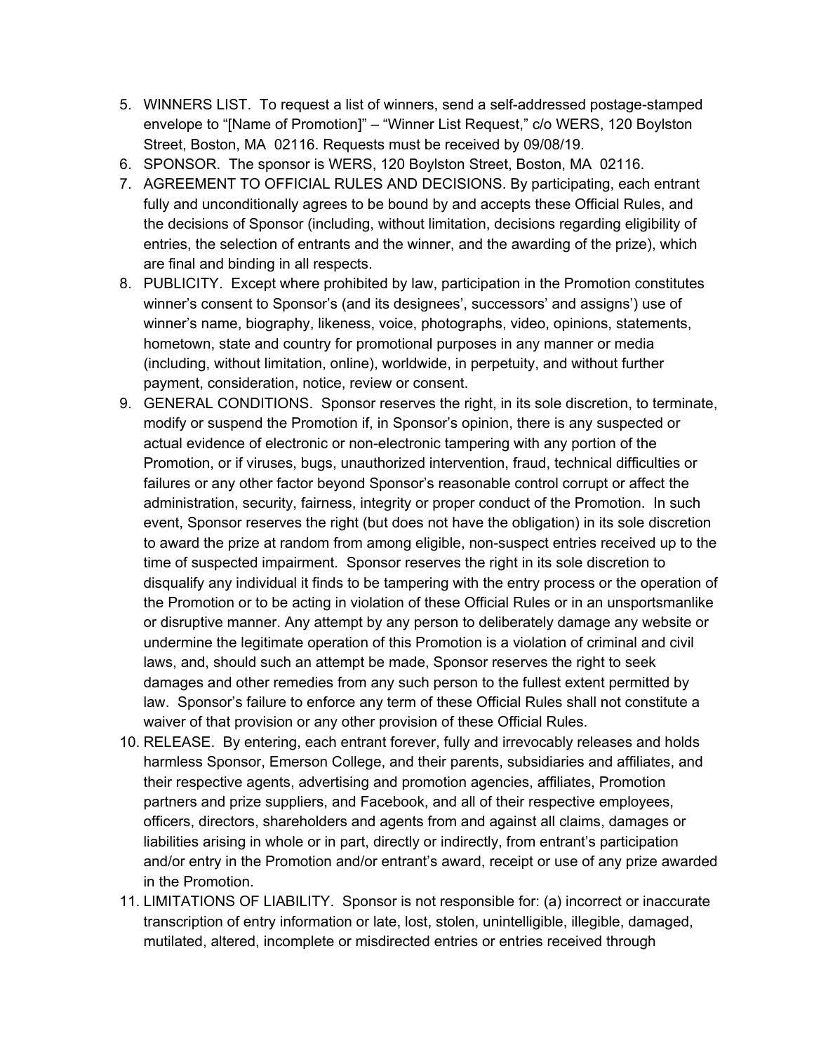5. WINNERS LIST. To request a list of winners, send a self-addressed postage-stamped envelope to "[Name of Promotion]" – "Winner List Request," c/o WERS, 120 Boylston Street, Boston, MA 02116. Requests must be received by 09/08/19.
6. SPONSOR. The sponsor is WERS, 120 Boylston Street, Boston, MA 02116.
7. AGREEMENT TO OFFICIAL RULES AND DECISIONS. By participating, each entrant fully and unconditionally agrees to be bound by and accepts these Official Rules, and the decisions of Sponsor (including, without limitation, decisions regarding eligibility of entries, the selection of entrants and the winner, and the awarding of the prize), which are final and binding in all respects.
8. PUBLICITY. Except where prohibited by law, participation in the Promotion constitutes winner's consent to Sponsor's (and its designees', successors' and assigns') use of winner's name, biography, likeness, voice, photographs, video, opinions, statements, hometown, state and country for promotional purposes in any manner or media (including, without limitation, online), worldwide, in perpetuity, and without further payment, consideration, notice, review or consent.
9. GENERAL CONDITIONS. Sponsor reserves the right, in its sole discretion, to terminate, modify or suspend the Promotion if, in Sponsor's opinion, there is any suspected or actual evidence of electronic or non-electronic tampering with any portion of the Promotion, or if viruses, bugs, unauthorized intervention, fraud, technical difficulties or failures or any other factor beyond Sponsor's reasonable control corrupt or affect the administration, security, fairness, integrity or proper conduct of the Promotion. In such event, Sponsor reserves the right (but does not have the obligation) in its sole discretion to award the prize at random from among eligible, non-suspect entries received up to the time of suspected impairment. Sponsor reserves the right in its sole discretion to disqualify any individual it finds to be tampering with the entry process or the operation of the Promotion or to be acting in violation of these Official Rules or in an unsportsmanlike or disruptive manner. Any attempt by any person to deliberately damage any website or undermine the legitimate operation of this Promotion is a violation of criminal and civil laws, and, should such an attempt be made, Sponsor reserves the right to seek damages and other remedies from any such person to the fullest extent permitted by law. Sponsor's failure to enforce any term of these Official Rules shall not constitute a waiver of that provision or any other provision of these Official Rules.
10. RELEASE. By entering, each entrant forever, fully and irrevocably releases and holds harmless Sponsor, Emerson College, and their parents, subsidiaries and affiliates, and their respective agents, advertising and promotion agencies, affiliates, Promotion partners and prize suppliers, and Facebook, and all of their respective employees, officers, directors, shareholders and agents from and against all claims, damages or liabilities arising in whole or in part, directly or indirectly, from entrant's participation and/or entry in the Promotion and/or entrant's award, receipt or use of any prize awarded in the Promotion.
11. LIMITATIONS OF LIABILITY. Sponsor is not responsible for: (a) incorrect or inaccurate transcription of entry information or late, lost, stolen, unintelligible, illegible, damaged, mutilated, altered, incomplete or misdirected entries or entries received through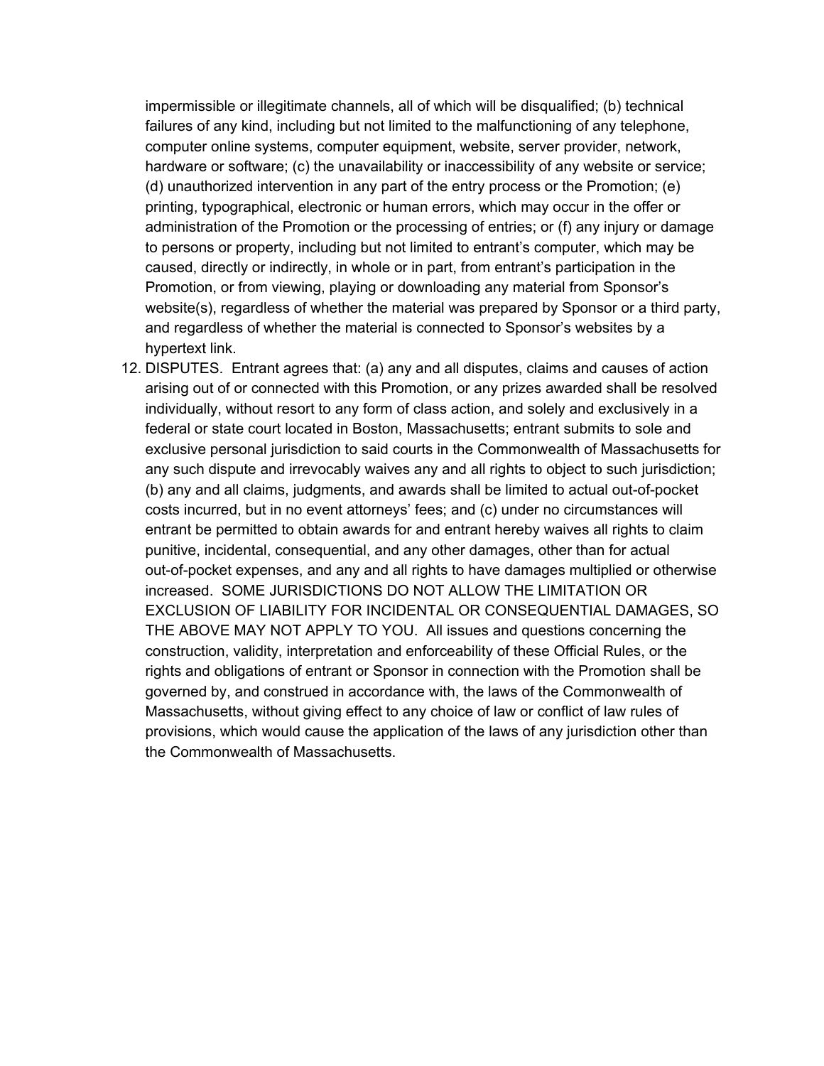impermissible or illegitimate channels, all of which will be disqualified; (b) technical failures of any kind, including but not limited to the malfunctioning of any telephone, computer online systems, computer equipment, website, server provider, network, hardware or software; (c) the unavailability or inaccessibility of any website or service; (d) unauthorized intervention in any part of the entry process or the Promotion; (e) printing, typographical, electronic or human errors, which may occur in the offer or administration of the Promotion or the processing of entries; or (f) any injury or damage to persons or property, including but not limited to entrant's computer, which may be caused, directly or indirectly, in whole or in part, from entrant's participation in the Promotion, or from viewing, playing or downloading any material from Sponsor's website(s), regardless of whether the material was prepared by Sponsor or a third party, and regardless of whether the material is connected to Sponsor's websites by a hypertext link.

12. DISPUTES. Entrant agrees that: (a) any and all disputes, claims and causes of action arising out of or connected with this Promotion, or any prizes awarded shall be resolved individually, without resort to any form of class action, and solely and exclusively in a federal or state court located in Boston, Massachusetts; entrant submits to sole and exclusive personal jurisdiction to said courts in the Commonwealth of Massachusetts for any such dispute and irrevocably waives any and all rights to object to such jurisdiction; (b) any and all claims, judgments, and awards shall be limited to actual out-of-pocket costs incurred, but in no event attorneys' fees; and (c) under no circumstances will entrant be permitted to obtain awards for and entrant hereby waives all rights to claim punitive, incidental, consequential, and any other damages, other than for actual out-of-pocket expenses, and any and all rights to have damages multiplied or otherwise increased. SOME JURISDICTIONS DO NOT ALLOW THE LIMITATION OR EXCLUSION OF LIABILITY FOR INCIDENTAL OR CONSEQUENTIAL DAMAGES, SO THE ABOVE MAY NOT APPLY TO YOU. All issues and questions concerning the construction, validity, interpretation and enforceability of these Official Rules, or the rights and obligations of entrant or Sponsor in connection with the Promotion shall be governed by, and construed in accordance with, the laws of the Commonwealth of Massachusetts, without giving effect to any choice of law or conflict of law rules of provisions, which would cause the application of the laws of any jurisdiction other than the Commonwealth of Massachusetts.